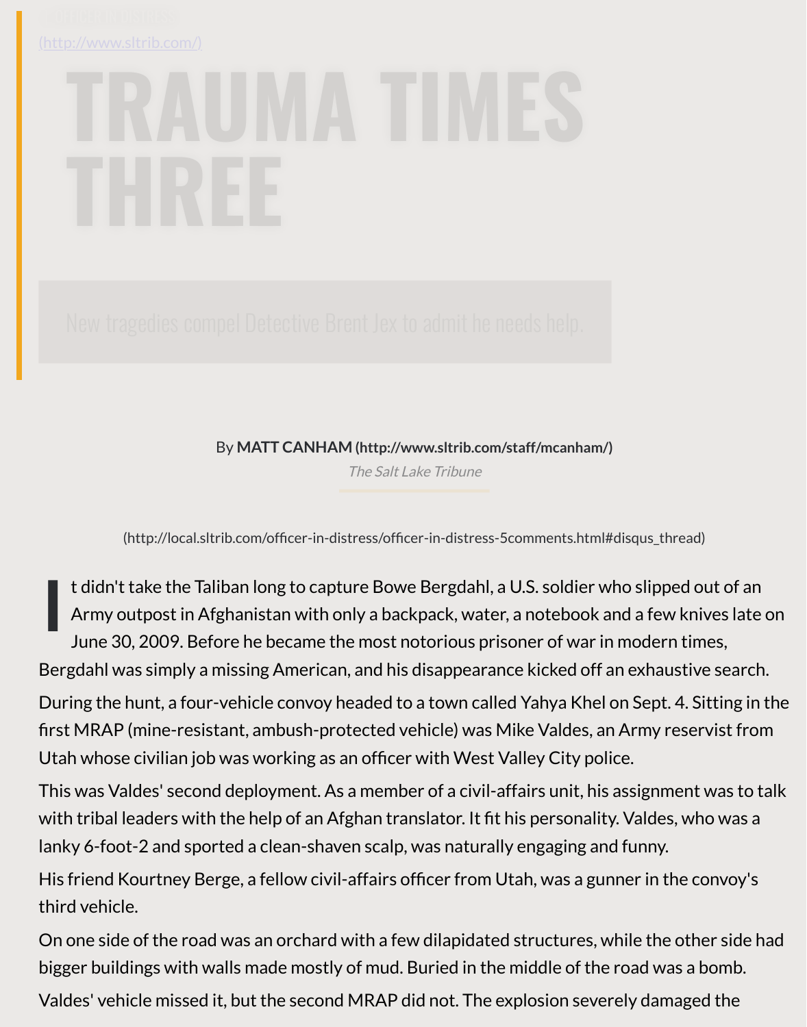OFFICER IN DISTRESS

(http://www.sltrib.com/)

# TRAUMA TIMES THREE

New tragedies compel Detective Brent Jex to admit he needs help.

By **MATT CANHAM** (http://www.sltrib.com/staff/mcanham/)

*The Salt Lake Tribune*

(http://local.sltrib.com/officer-in-distress/officer-in-distress-5comments.html#disqus_thread)

It didn't take the Taliban long to capture Bowe Bergdahl, a U.S. soldier who slipped out of an Army outpost in Afghanistan with only a backpack, water, a notebook and a few knives late on June 30, 2009. Before he became the most notorious prisoner of war in modern times, Bergdahl was simply a missing American, and his disappearance kicked off an exhaustive search.

During the hunt, a four-vehicle convoy headed to a town called Yahya Khel on Sept. 4. Sitting in the first MRAP (mine-resistant, ambush-protected vehicle) was Mike Valdes, an Army reservist from Utah whose civilian job was working as an officer with West Valley City police.

This was Valdes' second deployment. As a member of a civil-affairs unit, his assignment was to talk with tribal leaders with the help of an Afghan translator. It fit his personality. Valdes, who was a lanky 6-foot-2 and sported a clean-shaven scalp, was naturally engaging and funny.

His friend Kourtney Berge, a fellow civil-affairs officer from Utah, was a gunner in the convoy's third vehicle.

On one side of the road was an orchard with a few dilapidated structures, while the other side had bigger buildings with walls made mostly of mud. Buried in the middle of the road was a bomb.

Valdes' vehicle missed it, but the second MRAP did not. The explosion severely damaged the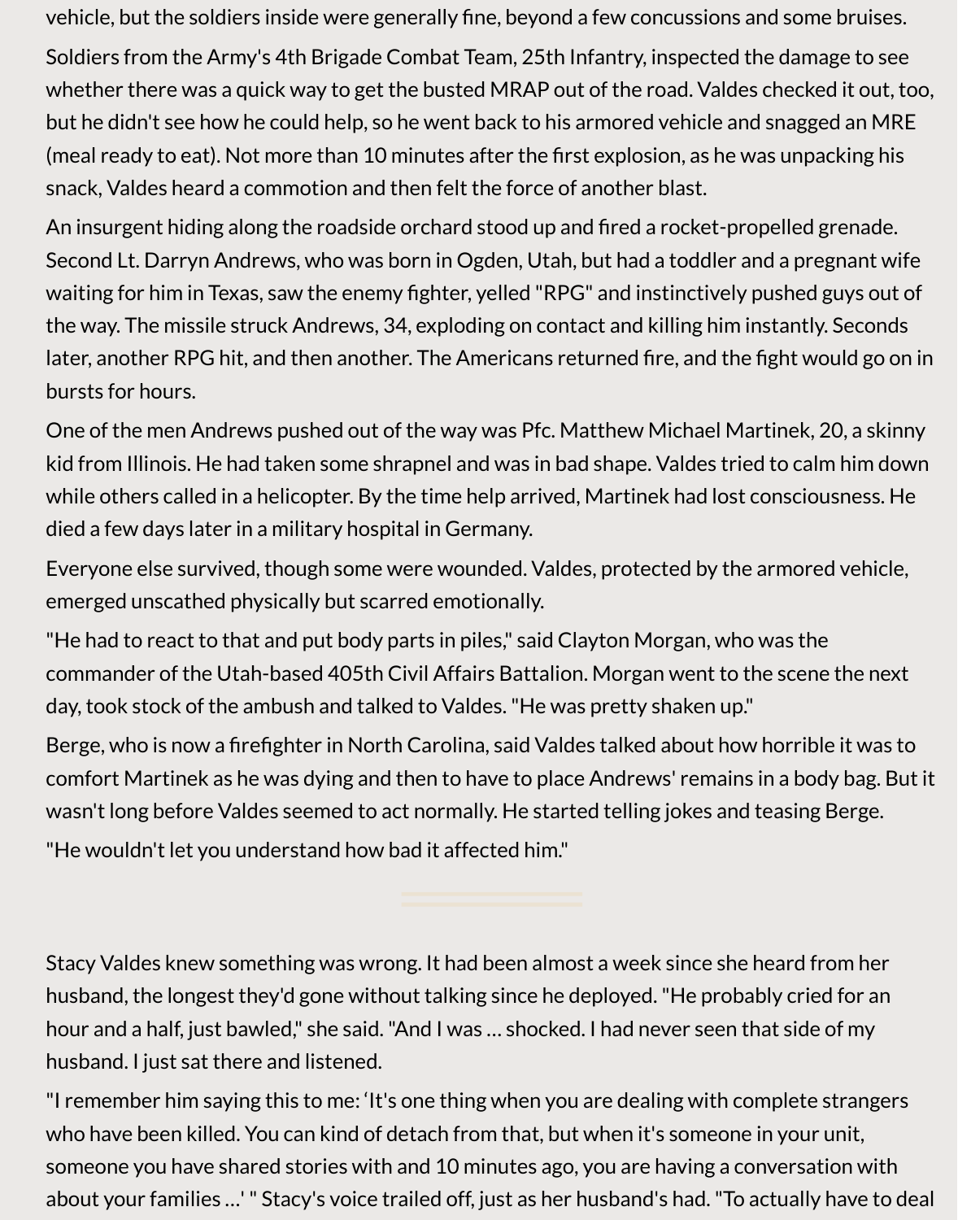vehicle, but the soldiers inside were generally fine, beyond a few concussions and some bruises.

Soldiers from the Army's 4th Brigade Combat Team, 25th Infantry, inspected the damage to see whether there was a quick way to get the busted MRAP out of the road. Valdes checked it out, too, but he didn't see how he could help, so he went back to his armored vehicle and snagged an MRE (meal ready to eat). Not more than 10 minutes after the first explosion, as he was unpacking his snack, Valdes heard a commotion and then felt the force of another blast.

An insurgent hiding along the roadside orchard stood up and fired a rocket-propelled grenade. Second Lt. Darryn Andrews, who was born in Ogden, Utah, but had a toddler and a pregnant wife waiting for him in Texas, saw the enemy fighter, yelled "RPG" and instinctively pushed guys out of the way. The missile struck Andrews, 34, exploding on contact and killing him instantly. Seconds later, another RPG hit, and then another. The Americans returned fire, and the fight would go on in bursts for hours.

One of the men Andrews pushed out of the way was Pfc. Matthew Michael Martinek, 20, a skinny kid from Illinois. He had taken some shrapnel and was in bad shape. Valdes tried to calm him down while others called in a helicopter. By the time help arrived, Martinek had lost consciousness. He died a few days later in a military hospital in Germany.

Everyone else survived, though some were wounded. Valdes, protected by the armored vehicle, emerged unscathed physically but scarred emotionally.

"He had to react to that and put body parts in piles," said Clayton Morgan, who was the commander of the Utah-based 405th Civil Affairs Battalion. Morgan went to the scene the next day, took stock of the ambush and talked to Valdes. "He was pretty shaken up."

Berge, who is now a firefighter in North Carolina, said Valdes talked about how horrible it was to comfort Martinek as he was dying and then to have to place Andrews' remains in a body bag. But it wasn't long before Valdes seemed to act normally. He started telling jokes and teasing Berge.

"He wouldn't let you understand how bad it affected him."

---

Stacy Valdes knew something was wrong. It had been almost a week since she heard from her husband, the longest they'd gone without talking since he deployed. "He probably cried for an hour and a half, just bawled," she said. "And I was … shocked. I had never seen that side of my husband. I just sat there and listened.

"I remember him saying this to me: 'It's one thing when you are dealing with complete strangers who have been killed. You can kind of detach from that, but when it's someone in your unit, someone you have shared stories with and 10 minutes ago, you are having a conversation with about your families …' " Stacy's voice trailed off, just as her husband's had. "To actually have to deal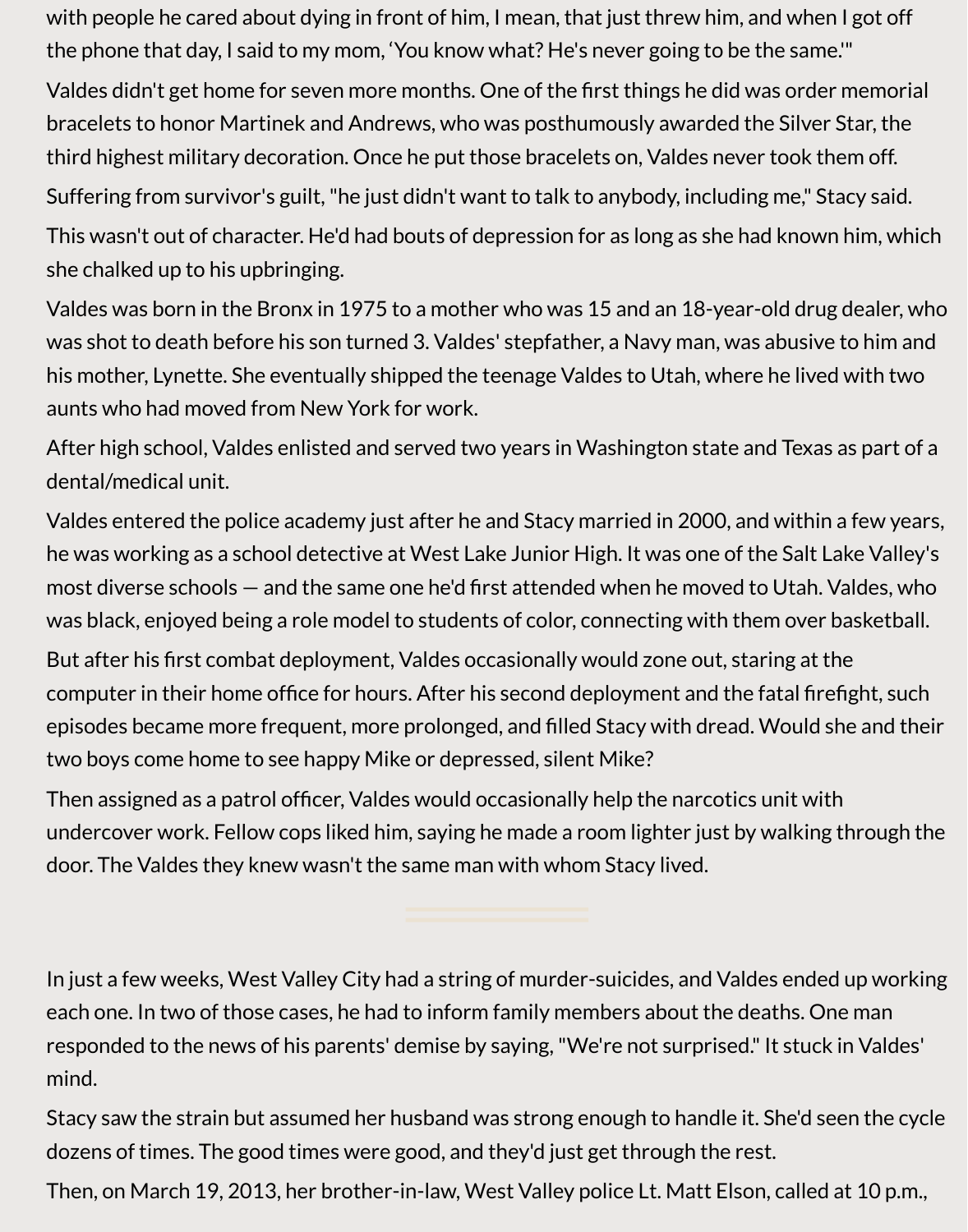with people he cared about dying in front of him, I mean, that just threw him, and when I got off the phone that day, I said to my mom, 'You know what? He's never going to be the same.'"

Valdes didn't get home for seven more months. One of the first things he did was order memorial bracelets to honor Martinek and Andrews, who was posthumously awarded the Silver Star, the third highest military decoration. Once he put those bracelets on, Valdes never took them off.

Suffering from survivor's guilt, "he just didn't want to talk to anybody, including me," Stacy said.

This wasn't out of character. He'd had bouts of depression for as long as she had known him, which she chalked up to his upbringing.

Valdes was born in the Bronx in 1975 to a mother who was 15 and an 18-year-old drug dealer, who was shot to death before his son turned 3. Valdes' stepfather, a Navy man, was abusive to him and his mother, Lynette. She eventually shipped the teenage Valdes to Utah, where he lived with two aunts who had moved from New York for work.

After high school, Valdes enlisted and served two years in Washington state and Texas as part of a dental/medical unit.

Valdes entered the police academy just after he and Stacy married in 2000, and within a few years, he was working as a school detective at West Lake Junior High. It was one of the Salt Lake Valley's most diverse schools — and the same one he'd first attended when he moved to Utah. Valdes, who was black, enjoyed being a role model to students of color, connecting with them over basketball.

But after his first combat deployment, Valdes occasionally would zone out, staring at the computer in their home office for hours. After his second deployment and the fatal firefight, such episodes became more frequent, more prolonged, and filled Stacy with dread. Would she and their two boys come home to see happy Mike or depressed, silent Mike?

Then assigned as a patrol officer, Valdes would occasionally help the narcotics unit with undercover work. Fellow cops liked him, saying he made a room lighter just by walking through the door. The Valdes they knew wasn't the same man with whom Stacy lived.

---

In just a few weeks, West Valley City had a string of murder-suicides, and Valdes ended up working each one. In two of those cases, he had to inform family members about the deaths. One man responded to the news of his parents' demise by saying, "We're not surprised." It stuck in Valdes' mind.

Stacy saw the strain but assumed her husband was strong enough to handle it. She'd seen the cycle dozens of times. The good times were good, and they'd just get through the rest.

Then, on March 19, 2013, her brother-in-law, West Valley police Lt. Matt Elson, called at 10 p.m.,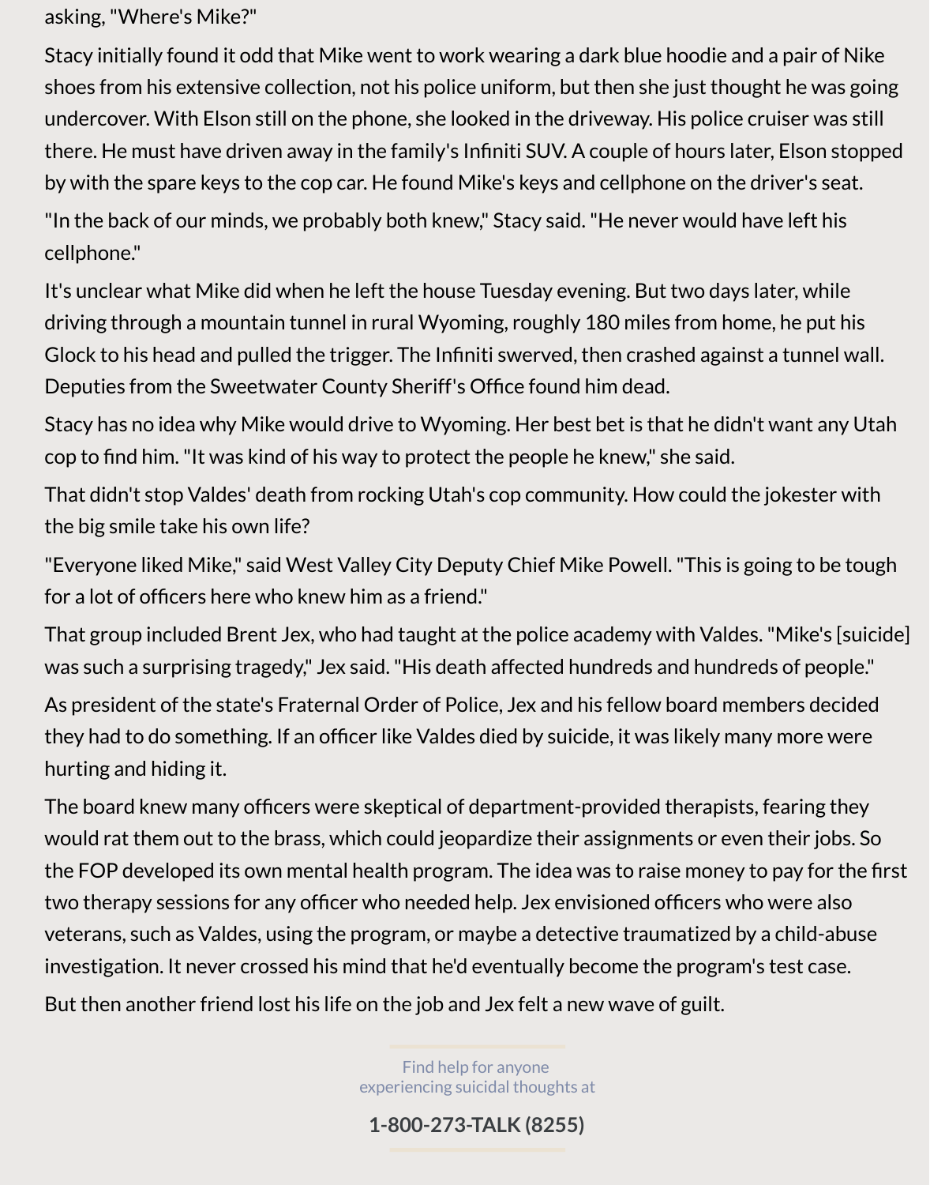asking, "Where's Mike?"

Stacy initially found it odd that Mike went to work wearing a dark blue hoodie and a pair of Nike shoes from his extensive collection, not his police uniform, but then she just thought he was going undercover. With Elson still on the phone, she looked in the driveway. His police cruiser was still there. He must have driven away in the family's Infiniti SUV. A couple of hours later, Elson stopped by with the spare keys to the cop car. He found Mike's keys and cellphone on the driver's seat.

"In the back of our minds, we probably both knew," Stacy said. "He never would have left his cellphone."

It's unclear what Mike did when he left the house Tuesday evening. But two days later, while driving through a mountain tunnel in rural Wyoming, roughly 180 miles from home, he put his Glock to his head and pulled the trigger. The Infiniti swerved, then crashed against a tunnel wall. Deputies from the Sweetwater County Sheriff's Office found him dead.

Stacy has no idea why Mike would drive to Wyoming. Her best bet is that he didn't want any Utah cop to find him. "It was kind of his way to protect the people he knew," she said.

That didn't stop Valdes' death from rocking Utah's cop community. How could the jokester with the big smile take his own life?

"Everyone liked Mike," said West Valley City Deputy Chief Mike Powell. "This is going to be tough for a lot of officers here who knew him as a friend."

That group included Brent Jex, who had taught at the police academy with Valdes. "Mike's [suicide] was such a surprising tragedy," Jex said. "His death affected hundreds and hundreds of people."

As president of the state's Fraternal Order of Police, Jex and his fellow board members decided they had to do something. If an officer like Valdes died by suicide, it was likely many more were hurting and hiding it.

The board knew many officers were skeptical of department-provided therapists, fearing they would rat them out to the brass, which could jeopardize their assignments or even their jobs. So the FOP developed its own mental health program. The idea was to raise money to pay for the first two therapy sessions for any officer who needed help. Jex envisioned officers who were also veterans, such as Valdes, using the program, or maybe a detective traumatized by a child-abuse investigation. It never crossed his mind that he'd eventually become the program's test case.

But then another friend lost his life on the job and Jex felt a new wave of guilt.

Find help for anyone experiencing suicidal thoughts at

**1-800-273-TALK (8255)**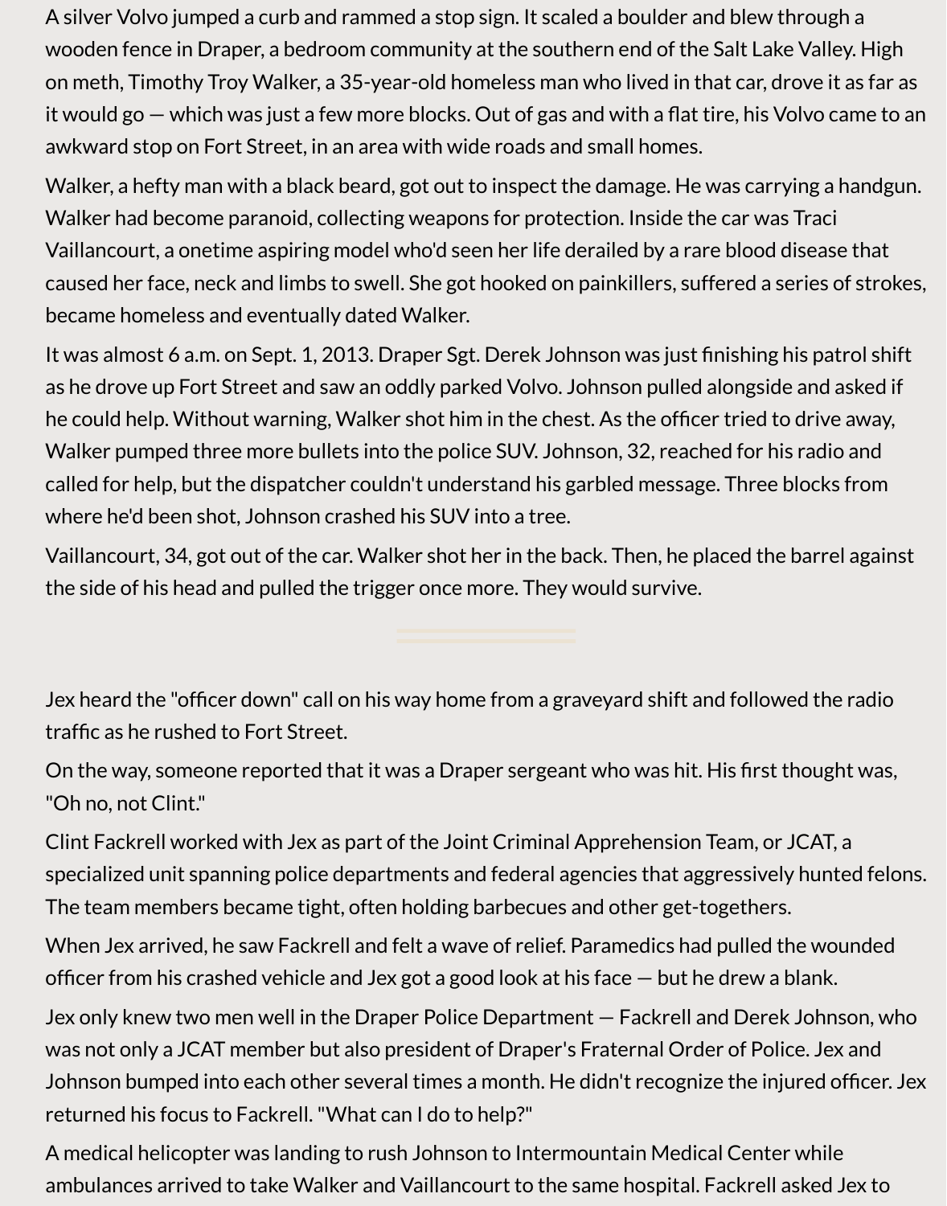A silver Volvo jumped a curb and rammed a stop sign. It scaled a boulder and blew through a wooden fence in Draper, a bedroom community at the southern end of the Salt Lake Valley. High on meth, Timothy Troy Walker, a 35-year-old homeless man who lived in that car, drove it as far as it would go — which was just a few more blocks. Out of gas and with a flat tire, his Volvo came to an awkward stop on Fort Street, in an area with wide roads and small homes.

Walker, a hefty man with a black beard, got out to inspect the damage. He was carrying a handgun. Walker had become paranoid, collecting weapons for protection. Inside the car was Traci Vaillancourt, a onetime aspiring model who'd seen her life derailed by a rare blood disease that caused her face, neck and limbs to swell. She got hooked on painkillers, suffered a series of strokes, became homeless and eventually dated Walker.

It was almost 6 a.m. on Sept. 1, 2013. Draper Sgt. Derek Johnson was just finishing his patrol shift as he drove up Fort Street and saw an oddly parked Volvo. Johnson pulled alongside and asked if he could help. Without warning, Walker shot him in the chest. As the officer tried to drive away, Walker pumped three more bullets into the police SUV. Johnson, 32, reached for his radio and called for help, but the dispatcher couldn't understand his garbled message. Three blocks from where he'd been shot, Johnson crashed his SUV into a tree.

Vaillancourt, 34, got out of the car. Walker shot her in the back. Then, he placed the barrel against the side of his head and pulled the trigger once more. They would survive.

---

Jex heard the "officer down" call on his way home from a graveyard shift and followed the radio traffic as he rushed to Fort Street.

On the way, someone reported that it was a Draper sergeant who was hit. His first thought was, "Oh no, not Clint."

Clint Fackrell worked with Jex as part of the Joint Criminal Apprehension Team, or JCAT, a specialized unit spanning police departments and federal agencies that aggressively hunted felons. The team members became tight, often holding barbecues and other get-togethers.

When Jex arrived, he saw Fackrell and felt a wave of relief. Paramedics had pulled the wounded officer from his crashed vehicle and Jex got a good look at his face — but he drew a blank.

Jex only knew two men well in the Draper Police Department — Fackrell and Derek Johnson, who was not only a JCAT member but also president of Draper's Fraternal Order of Police. Jex and Johnson bumped into each other several times a month. He didn't recognize the injured officer. Jex returned his focus to Fackrell. "What can I do to help?"

A medical helicopter was landing to rush Johnson to Intermountain Medical Center while ambulances arrived to take Walker and Vaillancourt to the same hospital. Fackrell asked Jex to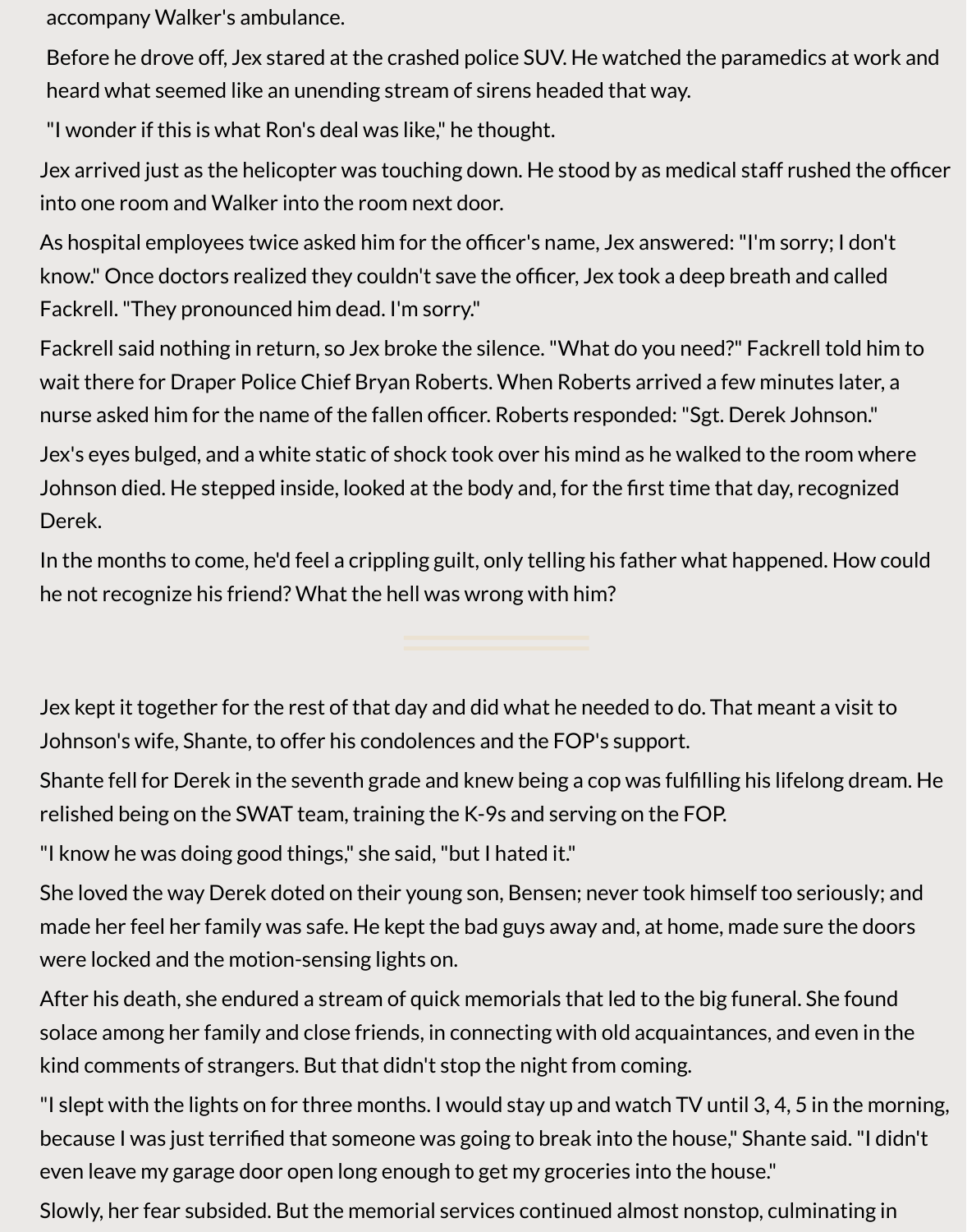accompany Walker's ambulance.

Before he drove off, Jex stared at the crashed police SUV. He watched the paramedics at work and heard what seemed like an unending stream of sirens headed that way.

"I wonder if this is what Ron's deal was like," he thought.

Jex arrived just as the helicopter was touching down. He stood by as medical staff rushed the officer into one room and Walker into the room next door.

As hospital employees twice asked him for the officer's name, Jex answered: "I'm sorry; I don't know." Once doctors realized they couldn't save the officer, Jex took a deep breath and called Fackrell. "They pronounced him dead. I'm sorry."

Fackrell said nothing in return, so Jex broke the silence. "What do you need?" Fackrell told him to wait there for Draper Police Chief Bryan Roberts. When Roberts arrived a few minutes later, a nurse asked him for the name of the fallen officer. Roberts responded: "Sgt. Derek Johnson."

Jex's eyes bulged, and a white static of shock took over his mind as he walked to the room where Johnson died. He stepped inside, looked at the body and, for the first time that day, recognized Derek.

In the months to come, he'd feel a crippling guilt, only telling his father what happened. How could he not recognize his friend? What the hell was wrong with him?

---

Jex kept it together for the rest of that day and did what he needed to do. That meant a visit to Johnson's wife, Shante, to offer his condolences and the FOP's support.

Shante fell for Derek in the seventh grade and knew being a cop was fulfilling his lifelong dream. He relished being on the SWAT team, training the K-9s and serving on the FOP.

"I know he was doing good things," she said, "but I hated it."

She loved the way Derek doted on their young son, Bensen; never took himself too seriously; and made her feel her family was safe. He kept the bad guys away and, at home, made sure the doors were locked and the motion-sensing lights on.

After his death, she endured a stream of quick memorials that led to the big funeral. She found solace among her family and close friends, in connecting with old acquaintances, and even in the kind comments of strangers. But that didn't stop the night from coming.

"I slept with the lights on for three months. I would stay up and watch TV until 3, 4, 5 in the morning, because I was just terrified that someone was going to break into the house," Shante said. "I didn't even leave my garage door open long enough to get my groceries into the house."

Slowly, her fear subsided. But the memorial services continued almost nonstop, culminating in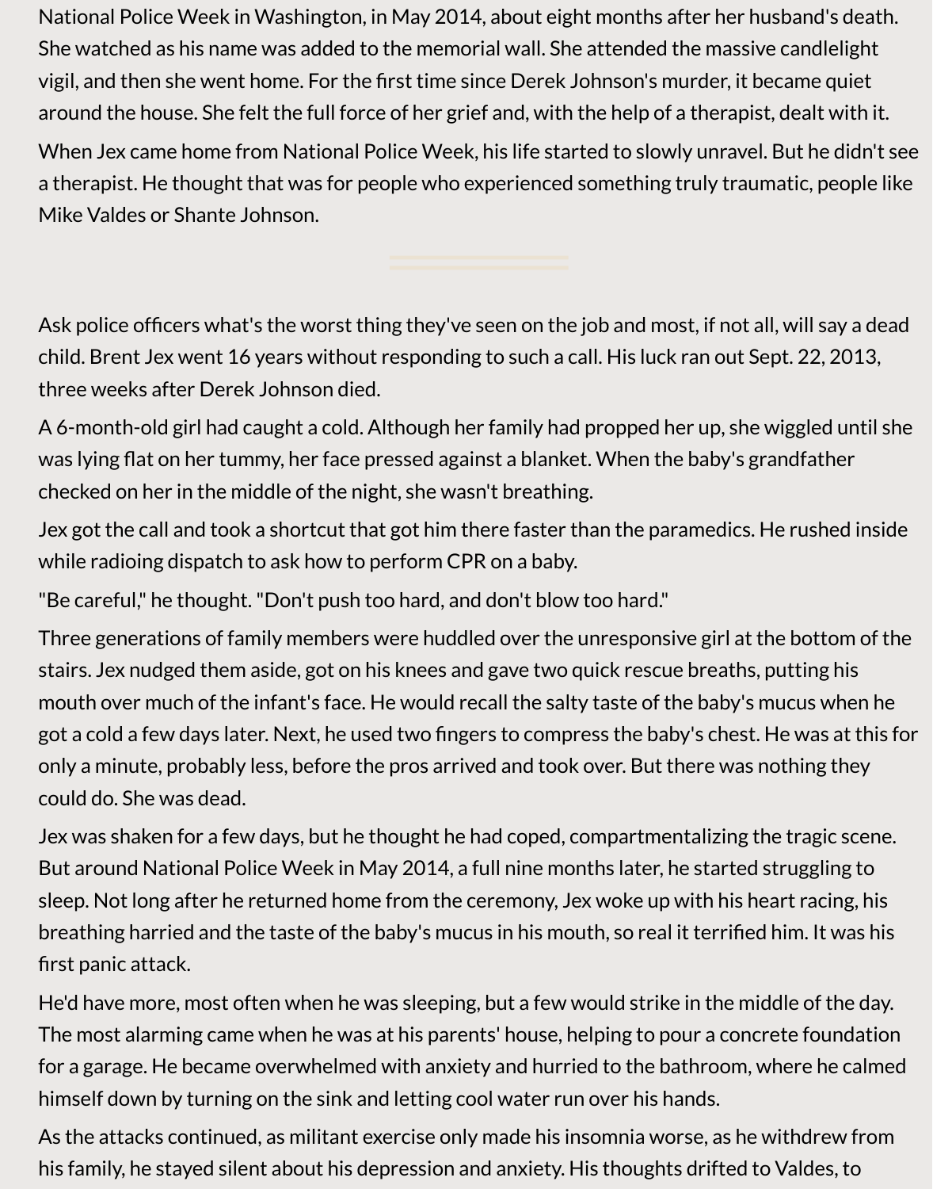National Police Week in Washington, in May 2014, about eight months after her husband's death. She watched as his name was added to the memorial wall. She attended the massive candlelight vigil, and then she went home. For the first time since Derek Johnson's murder, it became quiet around the house. She felt the full force of her grief and, with the help of a therapist, dealt with it.

When Jex came home from National Police Week, his life started to slowly unravel. But he didn't see a therapist. He thought that was for people who experienced something truly traumatic, people like Mike Valdes or Shante Johnson.

---

Ask police officers what's the worst thing they've seen on the job and most, if not all, will say a dead child. Brent Jex went 16 years without responding to such a call. His luck ran out Sept. 22, 2013, three weeks after Derek Johnson died.

A 6-month-old girl had caught a cold. Although her family had propped her up, she wiggled until she was lying flat on her tummy, her face pressed against a blanket. When the baby's grandfather checked on her in the middle of the night, she wasn't breathing.

Jex got the call and took a shortcut that got him there faster than the paramedics. He rushed inside while radioing dispatch to ask how to perform CPR on a baby.

"Be careful," he thought. "Don't push too hard, and don't blow too hard."

Three generations of family members were huddled over the unresponsive girl at the bottom of the stairs. Jex nudged them aside, got on his knees and gave two quick rescue breaths, putting his mouth over much of the infant's face. He would recall the salty taste of the baby's mucus when he got a cold a few days later. Next, he used two fingers to compress the baby's chest. He was at this for only a minute, probably less, before the pros arrived and took over. But there was nothing they could do. She was dead.

Jex was shaken for a few days, but he thought he had coped, compartmentalizing the tragic scene. But around National Police Week in May 2014, a full nine months later, he started struggling to sleep. Not long after he returned home from the ceremony, Jex woke up with his heart racing, his breathing harried and the taste of the baby's mucus in his mouth, so real it terrified him. It was his first panic attack.

He'd have more, most often when he was sleeping, but a few would strike in the middle of the day. The most alarming came when he was at his parents' house, helping to pour a concrete foundation for a garage. He became overwhelmed with anxiety and hurried to the bathroom, where he calmed himself down by turning on the sink and letting cool water run over his hands.

As the attacks continued, as militant exercise only made his insomnia worse, as he withdrew from his family, he stayed silent about his depression and anxiety. His thoughts drifted to Valdes, to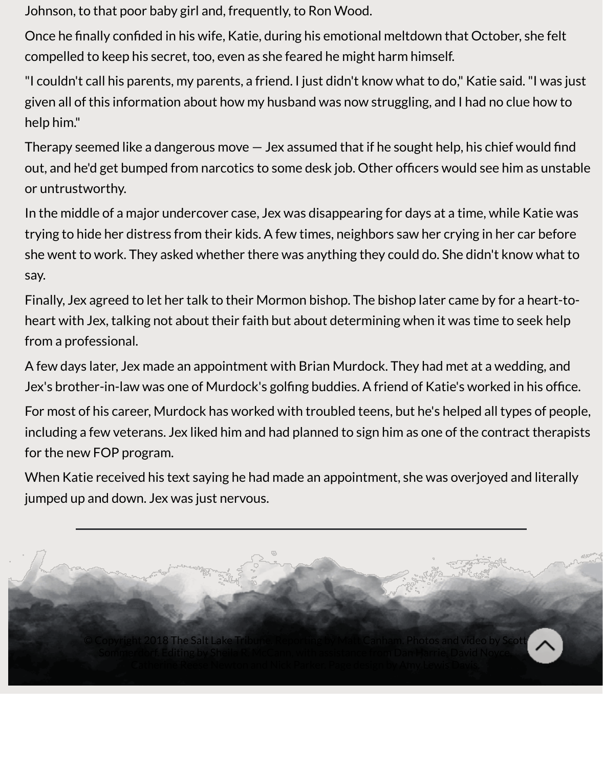Johnson, to that poor baby girl and, frequently, to Ron Wood.

Once he finally confided in his wife, Katie, during his emotional meltdown that October, she felt compelled to keep his secret, too, even as she feared he might harm himself.

"I couldn't call his parents, my parents, a friend. I just didn't know what to do," Katie said. "I was just given all of this information about how my husband was now struggling, and I had no clue how to help him."

Therapy seemed like a dangerous move — Jex assumed that if he sought help, his chief would find out, and he'd get bumped from narcotics to some desk job. Other officers would see him as unstable or untrustworthy.

In the middle of a major undercover case, Jex was disappearing for days at a time, while Katie was trying to hide her distress from their kids. A few times, neighbors saw her crying in her car before she went to work. They asked whether there was anything they could do. She didn't know what to say.

Finally, Jex agreed to let her talk to their Mormon bishop. The bishop later came by for a heart-to-heart with Jex, talking not about their faith but about determining when it was time to seek help from a professional.

A few days later, Jex made an appointment with Brian Murdock. They had met at a wedding, and Jex's brother-in-law was one of Murdock's golfing buddies. A friend of Katie's worked in his office.

For most of his career, Murdock has worked with troubled teens, but he's helped all types of people, including a few veterans. Jex liked him and had planned to sign him as one of the contract therapists for the new FOP program.

When Katie received his text saying he had made an appointment, she was overjoyed and literally jumped up and down. Jex was just nervous.

---

© Copyright 2018 The Salt Lake Tribune. Reporting by Matt Canham. Photos and video by Scott Sommerdorf. Editing by Sheila R. McCann, with assistance from Dan Harrie, David Noyce, Catherine Reese Newton and Nick Parker. Page design by Amy Lewis Davis.